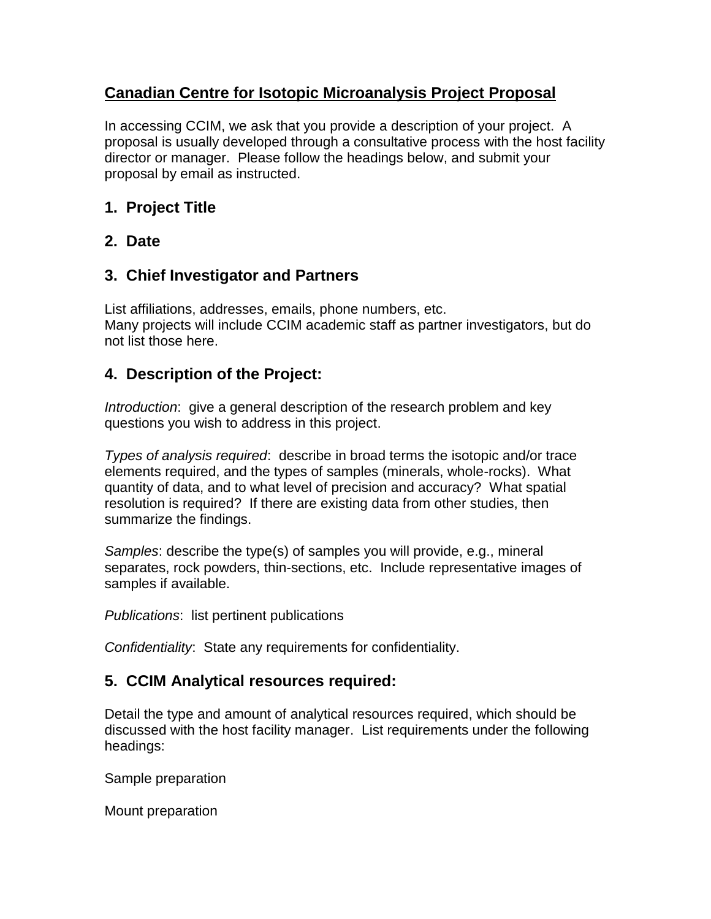# Canadian Centre for Isotopic Microanalysis Project Proposal

In accessing CCIM, we ask that you provide a description of your project. A proposal is usually developed through a consultative process with the host facility director or manager. Please follow the headings below, and submit your proposal by email as instructed.

## 1. Project Title

## 2. Date

## 3. Chief Investigator and Partners

List affiliations, addresses, emails, phone numbers, etc.
Many projects will include CCIM academic staff as partner investigators, but do not list those here.

## 4. Description of the Project:

*Introduction*: give a general description of the research problem and key questions you wish to address in this project.

*Types of analysis required*: describe in broad terms the isotopic and/or trace elements required, and the types of samples (minerals, whole-rocks). What quantity of data, and to what level of precision and accuracy? What spatial resolution is required? If there are existing data from other studies, then summarize the findings.

*Samples*: describe the type(s) of samples you will provide, e.g., mineral separates, rock powders, thin-sections, etc. Include representative images of samples if available.

*Publications*: list pertinent publications

*Confidentiality*: State any requirements for confidentiality.

## 5. CCIM Analytical resources required:

Detail the type and amount of analytical resources required, which should be discussed with the host facility manager. List requirements under the following headings:

Sample preparation

Mount preparation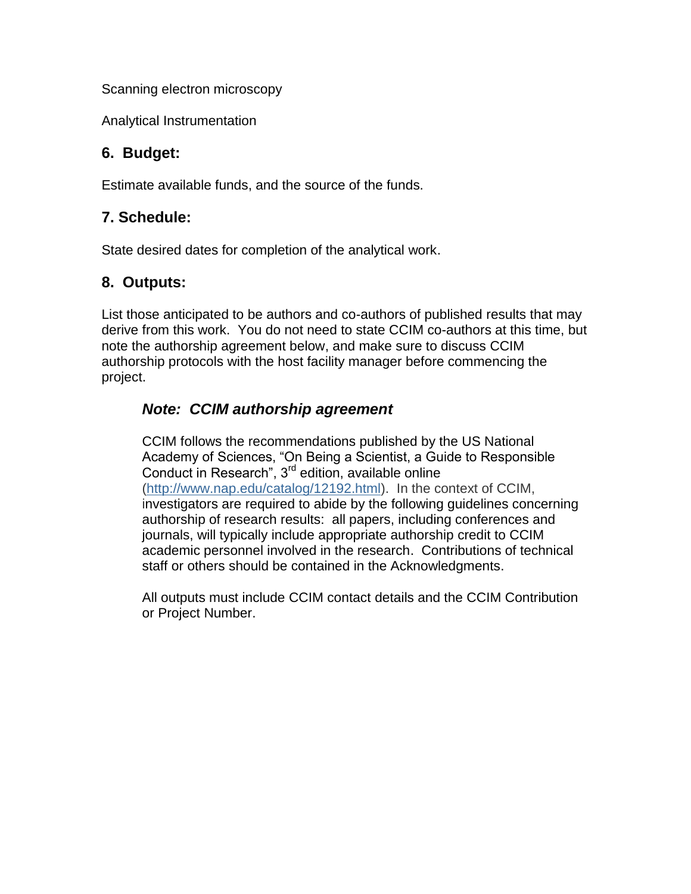Scanning electron microscopy

Analytical Instrumentation

## 6. Budget:

Estimate available funds, and the source of the funds.

## 7. Schedule:

State desired dates for completion of the analytical work.

## 8. Outputs:

List those anticipated to be authors and co-authors of published results that may derive from this work. You do not need to state CCIM co-authors at this time, but note the authorship agreement below, and make sure to discuss CCIM authorship protocols with the host facility manager before commencing the project.

> ***Note: CCIM authorship agreement***
>
> CCIM follows the recommendations published by the US National Academy of Sciences, "On Being a Scientist, a Guide to Responsible Conduct in Research", 3rd edition, available online (http://www.nap.edu/catalog/12192.html). In the context of CCIM, investigators are required to abide by the following guidelines concerning authorship of research results: all papers, including conferences and journals, will typically include appropriate authorship credit to CCIM academic personnel involved in the research. Contributions of technical staff or others should be contained in the Acknowledgments.
>
> All outputs must include CCIM contact details and the CCIM Contribution or Project Number.